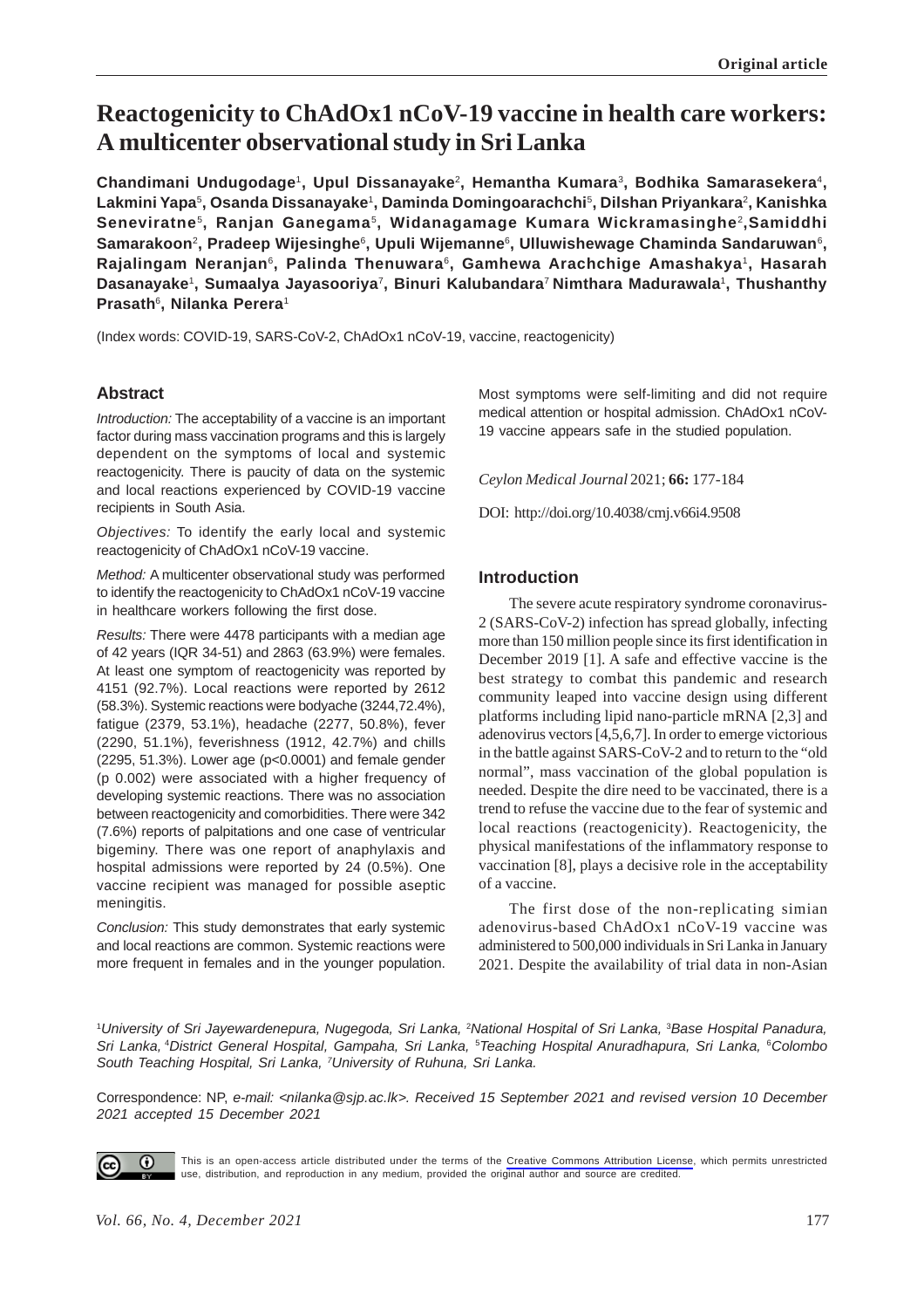Original article

# Reactogenicity to ChAdOx1 nCoV-19 vaccine in health care workers: A multicenter observational study in Sri Lanka

**Chandimani Undugodage[1], Upul Dissanayake[2], Hemantha Kumara[3], Bodhika Samarasekera[4], Lakmini Yapa[5], Osanda Dissanayake[1], Daminda Domingoarachchi[5], Dilshan Priyankara[2], Kanishka Seneviratne[5], Ranjan Ganegama[5], Widanagamage Kumara Wickramasinghe[2], Samiddhi Samarakoon[2], Pradeep Wijesinghe[6], Upuli Wijemanne[6], Ulluwishewage Chaminda Sandaruwan[6], Rajalingam Neranjan[6], Palinda Thenuwara[6], Gamhewa Arachchige Amashakya[1], Hasarah Dasanayake[1], Sumaalya Jayasooriya[7], Binuri Kalubandara[7] Nimthara Madurawala[1], Thushanthy Prasath[6], Nilanka Perera[1]**

(Index words: COVID-19, SARS-CoV-2, ChAdOx1 nCoV-19, vaccine, reactogenicity)

## Abstract

*Introduction:* The acceptability of a vaccine is an important factor during mass vaccination programs and this is largely dependent on the symptoms of local and systemic reactogenicity. There is paucity of data on the systemic and local reactions experienced by COVID-19 vaccine recipients in South Asia.

*Objectives:* To identify the early local and systemic reactogenicity of ChAdOx1 nCoV-19 vaccine.

*Method:* A multicenter observational study was performed to identify the reactogenicity to ChAdOx1 nCoV-19 vaccine in healthcare workers following the first dose.

*Results:* There were 4478 participants with a median age of 42 years (IQR 34-51) and 2863 (63.9%) were females. At least one symptom of reactogenicity was reported by 4151 (92.7%). Local reactions were reported by 2612 (58.3%). Systemic reactions were bodyache (3244,72.4%), fatigue (2379, 53.1%), headache (2277, 50.8%), fever (2290, 51.1%), feverishness (1912, 42.7%) and chills (2295, 51.3%). Lower age (p<0.0001) and female gender (p 0.002) were associated with a higher frequency of developing systemic reactions. There was no association between reactogenicity and comorbidities. There were 342 (7.6%) reports of palpitations and one case of ventricular bigeminy. There was one report of anaphylaxis and hospital admissions were reported by 24 (0.5%). One vaccine recipient was managed for possible aseptic meningitis.

*Conclusion:* This study demonstrates that early systemic and local reactions are common. Systemic reactions were more frequent in females and in the younger population. Most symptoms were self-limiting and did not require medical attention or hospital admission. ChAdOx1 nCoV-19 vaccine appears safe in the studied population.

*Ceylon Medical Journal* 2021; **66:** 177-184

DOI: http://doi.org/10.4038/cmj.v66i4.9508

## Introduction

The severe acute respiratory syndrome coronavirus-2 (SARS-CoV-2) infection has spread globally, infecting more than 150 million people since its first identification in December 2019 [1]. A safe and effective vaccine is the best strategy to combat this pandemic and research community leaped into vaccine design using different platforms including lipid nano-particle mRNA [2,3] and adenovirus vectors [4,5,6,7]. In order to emerge victorious in the battle against SARS-CoV-2 and to return to the "old normal", mass vaccination of the global population is needed. Despite the dire need to be vaccinated, there is a trend to refuse the vaccine due to the fear of systemic and local reactions (reactogenicity). Reactogenicity, the physical manifestations of the inflammatory response to vaccination [8], plays a decisive role in the acceptability of a vaccine.

The first dose of the non-replicating simian adenovirus-based ChAdOx1 nCoV-19 vaccine was administered to 500,000 individuals in Sri Lanka in January 2021. Despite the availability of trial data in non-Asian

[1]*University of Sri Jayewardenepura, Nugegoda, Sri Lanka,* [2]*National Hospital of Sri Lanka,* [3]*Base Hospital Panadura, Sri Lanka,* [4]*District General Hospital, Gampaha, Sri Lanka,* [5]*Teaching Hospital Anuradhapura, Sri Lanka,* [6]*Colombo South Teaching Hospital, Sri Lanka,* [7]*University of Ruhuna, Sri Lanka.*

Correspondence: NP, *e-mail: <nilanka@sjp.ac.lk>. Received 15 September 2021 and revised version 10 December 2021 accepted 15 December 2021*

This is an open-access article distributed under the terms of the Creative Commons Attribution License, which permits unrestricted use, distribution, and reproduction in any medium, provided the original author and source are credited.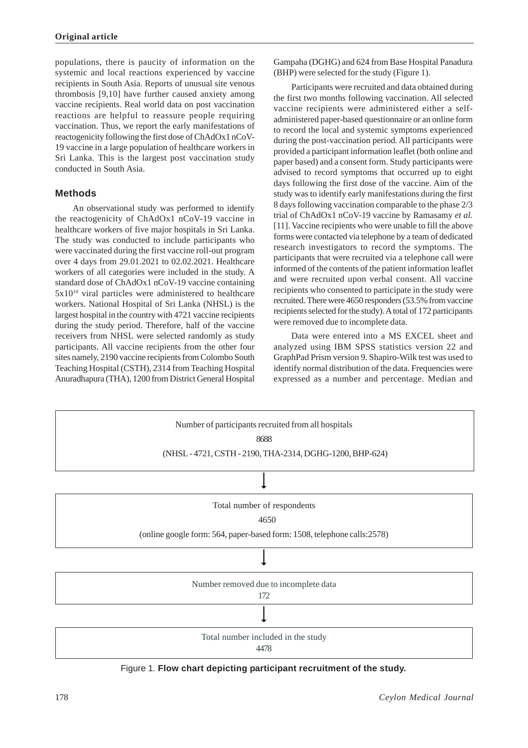populations, there is paucity of information on the systemic and local reactions experienced by vaccine recipients in South Asia. Reports of unusual site venous thrombosis [9,10] have further caused anxiety among vaccine recipients. Real world data on post vaccination reactions are helpful to reassure people requiring vaccination. Thus, we report the early manifestations of reactogenicity following the first dose of ChAdOx1 nCoV-19 vaccine in a large population of healthcare workers in Sri Lanka. This is the largest post vaccination study conducted in South Asia.

## Methods

An observational study was performed to identify the reactogenicity of ChAdOx1 nCoV-19 vaccine in healthcare workers of five major hospitals in Sri Lanka. The study was conducted to include participants who were vaccinated during the first vaccine roll-out program over 4 days from 29.01.2021 to 02.02.2021. Healthcare workers of all categories were included in the study. A standard dose of ChAdOx1 nCoV-19 vaccine containing $5x10^{10}$ viral particles were administered to healthcare workers. National Hospital of Sri Lanka (NHSL) is the largest hospital in the country with 4721 vaccine recipients during the study period. Therefore, half of the vaccine receivers from NHSL were selected randomly as study participants. All vaccine recipients from the other four sites namely, 2190 vaccine recipients from Colombo South Teaching Hospital (CSTH), 2314 from Teaching Hospital Anuradhapura (THA), 1200 from District General Hospital Gampaha (DGHG) and 624 from Base Hospital Panadura (BHP) were selected for the study (Figure 1).

Participants were recruited and data obtained during the first two months following vaccination. All selected vaccine recipients were administered either a self-administered paper-based questionnaire or an online form to record the local and systemic symptoms experienced during the post-vaccination period. All participants were provided a participant information leaflet (both online and paper based) and a consent form. Study participants were advised to record symptoms that occurred up to eight days following the first dose of the vaccine. Aim of the study was to identify early manifestations during the first 8 days following vaccination comparable to the phase 2/3 trial of ChAdOx1 nCoV-19 vaccine by Ramasamy *et al.* [11]. Vaccine recipients who were unable to fill the above forms were contacted via telephone by a team of dedicated research investigators to record the symptoms. The participants that were recruited via a telephone call were informed of the contents of the patient information leaflet and were recruited upon verbal consent. All vaccine recipients who consented to participate in the study were recruited. There were 4650 responders (53.5% from vaccine recipients selected for the study). A total of 172 participants were removed due to incomplete data.

Data were entered into a MS EXCEL sheet and analyzed using IBM SPSS statistics version 22 and GraphPad Prism version 9. Shapiro-Wilk test was used to identify normal distribution of the data. Frequencies were expressed as a number and percentage. Median and

Number of participants recruited from all hospitals

8688

(NHSL - 4721, CSTH - 2190, THA-2314, DGHG-1200, BHP-624)

↓

Total number of respondents

4650

(online google form: 564, paper-based form: 1508, telephone calls:2578)

↓

Number removed due to incomplete data

172

↓

Total number included in the study

4478

Figure 1. **Flow chart depicting participant recruitment of the study.**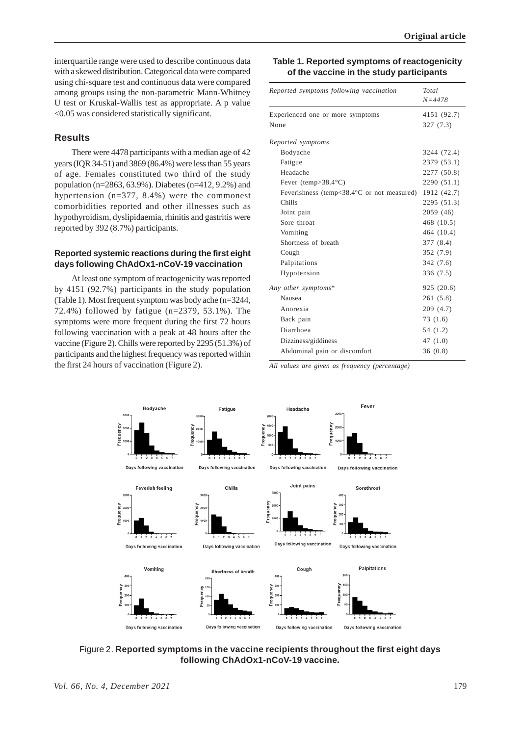interquartile range were used to describe continuous data with a skewed distribution. Categorical data were compared using chi-square test and continuous data were compared among groups using the non-parametric Mann-Whitney U test or Kruskal-Wallis test as appropriate. A p value <0.05 was considered statistically significant.

## Results

There were 4478 participants with a median age of 42 years (IQR 34-51) and 3869 (86.4%) were less than 55 years of age. Females constituted two third of the study population (n=2863, 63.9%). Diabetes (n=412, 9.2%) and hypertension (n=377, 8.4%) were the commonest comorbidities reported and other illnesses such as hypothyroidism, dyslipidaemia, rhinitis and gastritis were reported by 392 (8.7%) participants.

### Reported systemic reactions during the first eight days following ChAdOx1-nCoV-19 vaccination

At least one symptom of reactogenicity was reported by 4151 (92.7%) participants in the study population (Table 1). Most frequent symptom was body ache (n=3244, 72.4%) followed by fatigue (n=2379, 53.1%). The symptoms were more frequent during the first 72 hours following vaccination with a peak at 48 hours after the vaccine (Figure 2). Chills were reported by 2295 (51.3%) of participants and the highest frequency was reported within the first 24 hours of vaccination (Figure 2).

**Table 1. Reported symptoms of reactogenicity of the vaccine in the study participants**

| *Reported symptoms following vaccination* | *Total N=4478* |
|---|---|
| Experienced one or more symptoms | 4151 (92.7) |
| None | 327 (7.3) |
| *Reported symptoms* | |
| Bodyache | 3244 (72.4) |
| Fatigue | 2379 (53.1) |
| Headache | 2277 (50.8) |
| Fever (temp>38.4°C) | 2290 (51.1) |
| Feverishness (temp<38.4°C or not measured) | 1912 (42.7) |
| Chills | 2295 (51.3) |
| Joint pain | 2059 (46) |
| Sore throat | 468 (10.5) |
| Vomiting | 464 (10.4) |
| Shortness of breath | 377 (8.4) |
| Cough | 352 (7.9) |
| Palpitations | 342 (7.6) |
| Hypotension | 336 (7.5) |
| *Any other symptoms\** | 925 (20.6) |
| Nausea | 261 (5.8) |
| Anorexia | 209 (4.7) |
| Back pain | 73 (1.6) |
| Diarrhoea | 54 (1.2) |
| Dizziness/giddiness | 47 (1.0) |
| Abdominal pain or discomfort | 36 (0.8) |

*All values are given as frequency (percentage)*

Bodyache
Fatigue
Headache
Fever
Feverish feeling
Chills
Joint pains
Sorethroat
Vomiting
Shortness of breath
Cough
Palpitations
Frequency
Days following vaccination

Figure 2. **Reported symptoms in the vaccine recipients throughout the first eight days following ChAdOx1-nCoV-19 vaccine.**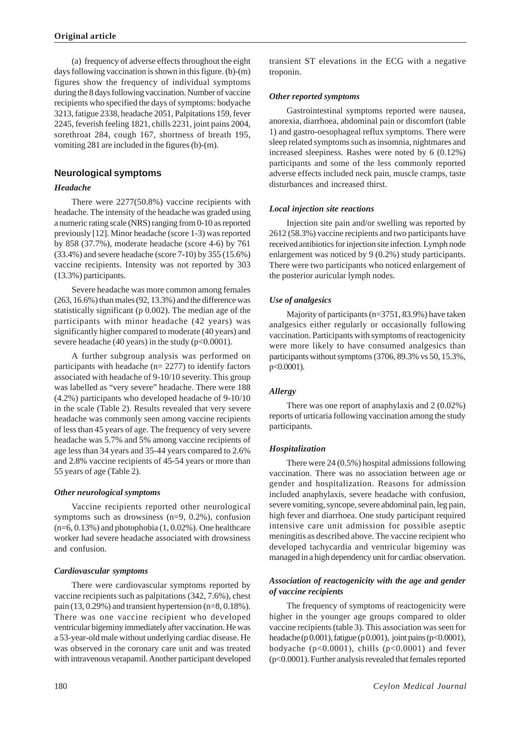(a) frequency of adverse effects throughout the eight days following vaccination is shown in this figure. (b)-(m) figures show the frequency of individual symptoms during the 8 days following vaccination. Number of vaccine recipients who specified the days of symptoms: bodyache 3213, fatigue 2338, headache 2051, Palpitations 159, fever 2245, feverish feeling 1821, chills 2231, joint pains 2004, sorethroat 284, cough 167, shortness of breath 195, vomiting 281 are included in the figures (b)-(m).

## Neurological symptoms

### *Headache*

There were 2277(50.8%) vaccine recipients with headache. The intensity of the headache was graded using a numeric rating scale (NRS) ranging from 0-10 as reported previously [12]. Minor headache (score 1-3) was reported by 858 (37.7%), moderate headache (score 4-6) by 761 (33.4%) and severe headache (score 7-10) by 355 (15.6%) vaccine recipients. Intensity was not reported by 303 (13.3%) participants.

Severe headache was more common among females (263, 16.6%) than males (92, 13.3%) and the difference was statistically significant (p 0.002). The median age of the participants with minor headache (42 years) was significantly higher compared to moderate (40 years) and severe headache (40 years) in the study ($p<0.0001$).

A further subgroup analysis was performed on participants with headache (n= 2277) to identify factors associated with headache of 9-10/10 severity. This group was labelled as "very severe" headache. There were 188 (4.2%) participants who developed headache of 9-10/10 in the scale (Table 2). Results revealed that very severe headache was commonly seen among vaccine recipients of less than 45 years of age. The frequency of very severe headache was 5.7% and 5% among vaccine recipients of age less than 34 years and 35-44 years compared to 2.6% and 2.8% vaccine recipients of 45-54 years or more than 55 years of age (Table 2).

### *Other neurological symptoms*

Vaccine recipients reported other neurological symptoms such as drowsiness (n=9, 0.2%), confusion (n=6, 0.13%) and photophobia (1, 0.02%). One healthcare worker had severe headache associated with drowsiness and confusion.

### *Cardiovascular symptoms*

There were cardiovascular symptoms reported by vaccine recipients such as palpitations (342, 7.6%), chest pain (13, 0.29%) and transient hypertension (n=8, 0.18%). There was one vaccine recipient who developed ventricular bigeminy immediately after vaccination. He was a 53-year-old male without underlying cardiac disease. He was observed in the coronary care unit and was treated with intravenous verapamil. Another participant developed transient ST elevations in the ECG with a negative troponin.

### *Other reported symptoms*

Gastrointestinal symptoms reported were nausea, anorexia, diarrhoea, abdominal pain or discomfort (table 1) and gastro-oesophageal reflux symptoms. There were sleep related symptoms such as insomnia, nightmares and increased sleepiness. Rashes were noted by 6 (0.12%) participants and some of the less commonly reported adverse effects included neck pain, muscle cramps, taste disturbances and increased thirst.

### *Local injection site reactions*

Injection site pain and/or swelling was reported by 2612 (58.3%) vaccine recipients and two participants have received antibiotics for injection site infection. Lymph node enlargement was noticed by 9 (0.2%) study participants. There were two participants who noticed enlargement of the posterior auricular lymph nodes.

### *Use of analgesics*

Majority of participants (n=3751, 83.9%) have taken analgesics either regularly or occasionally following vaccination. Participants with symptoms of reactogenicity were more likely to have consumed analgesics than participants without symptoms (3706, 89.3% vs 50, 15.3%, $p<0.0001$).

### *Allergy*

There was one report of anaphylaxis and 2 (0.02%) reports of urticaria following vaccination among the study participants.

### *Hospitalization*

There were 24 (0.5%) hospital admissions following vaccination. There was no association between age or gender and hospitalization. Reasons for admission included anaphylaxis, severe headache with confusion, severe vomiting, syncope, severe abdominal pain, leg pain, high fever and diarrhoea. One study participant required intensive care unit admission for possible aseptic meningitis as described above. The vaccine recipient who developed tachycardia and ventricular bigeminy was managed in a high dependency unit for cardiac observation.

### *Association of reactogenicity with the age and gender of vaccine recipients*

The frequency of symptoms of reactogenicity were higher in the younger age groups compared to older vaccine recipients (table 3). This association was seen for headache (p 0.001), fatigue (p 0.001), joint pains ($p<0.0001$), bodyache ($p<0.0001$), chills ($p<0.0001$) and fever ($p<0.0001$). Further analysis revealed that females reported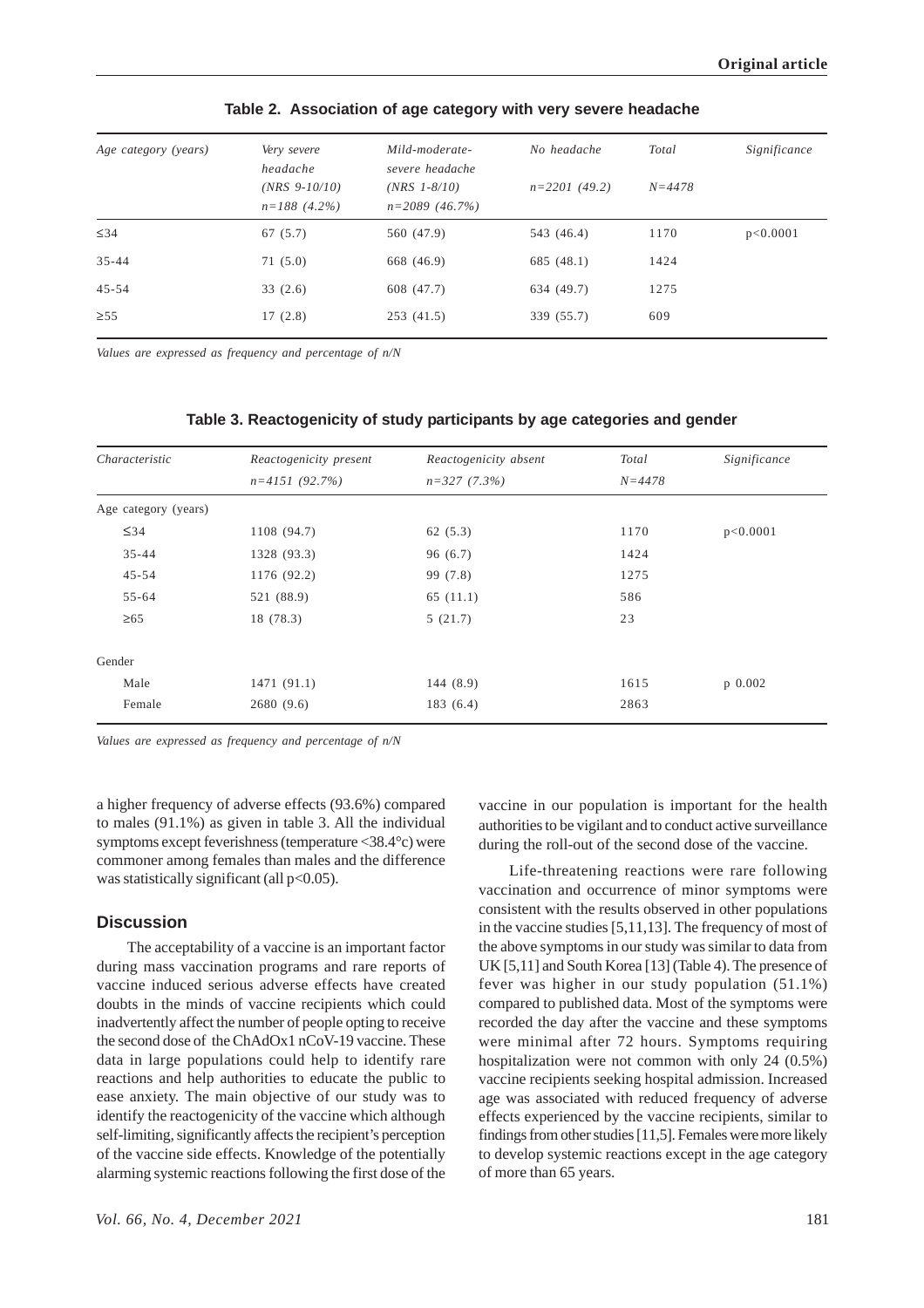**Table 2. Association of age category with very severe headache**

| Age category (years) | Very severe headache (NRS 9-10/10) n=188 (4.2%) | Mild-moderate-severe headache (NRS 1-8/10) n=2089 (46.7%) | No headache n=2201 (49.2) | Total N=4478 | Significance |
|---|---|---|---|---|---|
| ≤34 | 67 (5.7) | 560 (47.9) | 543 (46.4) | 1170 | p<0.0001 |
| 35-44 | 71 (5.0) | 668 (46.9) | 685 (48.1) | 1424 | |
| 45-54 | 33 (2.6) | 608 (47.7) | 634 (49.7) | 1275 | |
| ≥55 | 17 (2.8) | 253 (41.5) | 339 (55.7) | 609 | |

*Values are expressed as frequency and percentage of n/N*

**Table 3. Reactogenicity of study participants by age categories and gender**

| Characteristic | Reactogenicity present n=4151 (92.7%) | Reactogenicity absent n=327 (7.3%) | Total N=4478 | Significance |
|---|---|---|---|---|
| Age category (years) | | | | |
| ≤34 | 1108 (94.7) | 62 (5.3) | 1170 | p<0.0001 |
| 35-44 | 1328 (93.3) | 96 (6.7) | 1424 | |
| 45-54 | 1176 (92.2) | 99 (7.8) | 1275 | |
| 55-64 | 521 (88.9) | 65 (11.1) | 586 | |
| ≥65 | 18 (78.3) | 5 (21.7) | 23 | |
| Gender | | | | |
| Male | 1471 (91.1) | 144 (8.9) | 1615 | p 0.002 |
| Female | 2680 (9.6) | 183 (6.4) | 2863 | |

*Values are expressed as frequency and percentage of n/N*

a higher frequency of adverse effects (93.6%) compared to males (91.1%) as given in table 3. All the individual symptoms except feverishness (temperature <38.4°c) were commoner among females than males and the difference was statistically significant (all $p<0.05$).

## Discussion

The acceptability of a vaccine is an important factor during mass vaccination programs and rare reports of vaccine induced serious adverse effects have created doubts in the minds of vaccine recipients which could inadvertently affect the number of people opting to receive the second dose of the ChAdOx1 nCoV-19 vaccine. These data in large populations could help to identify rare reactions and help authorities to educate the public to ease anxiety. The main objective of our study was to identify the reactogenicity of the vaccine which although self-limiting, significantly affects the recipient's perception of the vaccine side effects. Knowledge of the potentially alarming systemic reactions following the first dose of the vaccine in our population is important for the health authorities to be vigilant and to conduct active surveillance during the roll-out of the second dose of the vaccine.

Life-threatening reactions were rare following vaccination and occurrence of minor symptoms were consistent with the results observed in other populations in the vaccine studies [5,11,13]. The frequency of most of the above symptoms in our study was similar to data from UK [5,11] and South Korea [13] (Table 4). The presence of fever was higher in our study population (51.1%) compared to published data. Most of the symptoms were recorded the day after the vaccine and these symptoms were minimal after 72 hours. Symptoms requiring hospitalization were not common with only 24 (0.5%) vaccine recipients seeking hospital admission. Increased age was associated with reduced frequency of adverse effects experienced by the vaccine recipients, similar to findings from other studies [11,5]. Females were more likely to develop systemic reactions except in the age category of more than 65 years.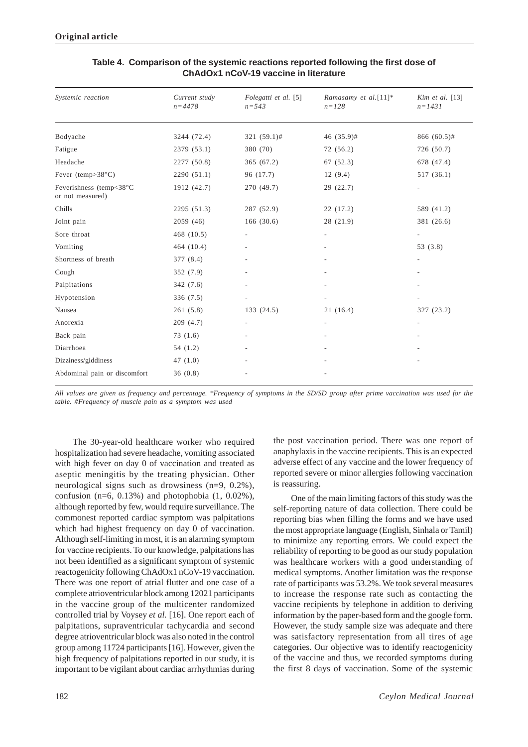**Table 4. Comparison of the systemic reactions reported following the first dose of ChAdOx1 nCoV-19 vaccine in literature**

| *Systemic reaction* | *Current study n=4478* | *Folegatti et al. [5] n=543* | *Ramasamy et al.[11]* n=128* | *Kim et al. [13] n=1431* |
|---|---|---|---|---|
| Bodyache | 3244 (72.4) | 321 (59.1)# | 46 (35.9)# | 866 (60.5)# |
| Fatigue | 2379 (53.1) | 380 (70) | 72 (56.2) | 726 (50.7) |
| Headache | 2277 (50.8) | 365 (67.2) | 67 (52.3) | 678 (47.4) |
| Fever (temp>38°C) | 2290 (51.1) | 96 (17.7) | 12 (9.4) | 517 (36.1) |
| Feverishness (temp<38°C or not measured) | 1912 (42.7) | 270 (49.7) | 29 (22.7) | - |
| Chills | 2295 (51.3) | 287 (52.9) | 22 (17.2) | 589 (41.2) |
| Joint pain | 2059 (46) | 166 (30.6) | 28 (21.9) | 381 (26.6) |
| Sore throat | 468 (10.5) | - | - | - |
| Vomiting | 464 (10.4) | - | - | 53 (3.8) |
| Shortness of breath | 377 (8.4) | - | - | - |
| Cough | 352 (7.9) | - | - | - |
| Palpitations | 342 (7.6) | - | - | - |
| Hypotension | 336 (7.5) | - | - | - |
| Nausea | 261 (5.8) | 133 (24.5) | 21 (16.4) | 327 (23.2) |
| Anorexia | 209 (4.7) | - | - | - |
| Back pain | 73 (1.6) | - | - | - |
| Diarrhoea | 54 (1.2) | - | - | - |
| Dizziness/giddiness | 47 (1.0) | - | - | - |
| Abdominal pain or discomfort | 36 (0.8) | - | - | |

*All values are given as frequency and percentage. *Frequency of symptoms in the SD/SD group after prime vaccination was used for the table. #Frequency of muscle pain as a symptom was used*

The 30-year-old healthcare worker who required hospitalization had severe headache, vomiting associated with high fever on day 0 of vaccination and treated as aseptic meningitis by the treating physician. Other neurological signs such as drowsiness (n=9, 0.2%), confusion (n=6, 0.13%) and photophobia (1, 0.02%), although reported by few, would require surveillance. The commonest reported cardiac symptom was palpitations which had highest frequency on day 0 of vaccination. Although self-limiting in most, it is an alarming symptom for vaccine recipients. To our knowledge, palpitations has not been identified as a significant symptom of systemic reactogenicity following ChAdOx1 nCoV-19 vaccination. There was one report of atrial flutter and one case of a complete atrioventricular block among 12021 participants in the vaccine group of the multicenter randomized controlled trial by Voysey *et al.* [16]. One report each of palpitations, supraventricular tachycardia and second degree atrioventricular block was also noted in the control group among 11724 participants [16]. However, given the high frequency of palpitations reported in our study, it is important to be vigilant about cardiac arrhythmias during the post vaccination period. There was one report of anaphylaxis in the vaccine recipients. This is an expected adverse effect of any vaccine and the lower frequency of reported severe or minor allergies following vaccination is reassuring.

One of the main limiting factors of this study was the self-reporting nature of data collection. There could be reporting bias when filling the forms and we have used the most appropriate language (English, Sinhala or Tamil) to minimize any reporting errors. We could expect the reliability of reporting to be good as our study population was healthcare workers with a good understanding of medical symptoms. Another limitation was the response rate of participants was 53.2%. We took several measures to increase the response rate such as contacting the vaccine recipients by telephone in addition to deriving information by the paper-based form and the google form. However, the study sample size was adequate and there was satisfactory representation from all tires of age categories. Our objective was to identify reactogenicity of the vaccine and thus, we recorded symptoms during the first 8 days of vaccination. Some of the systemic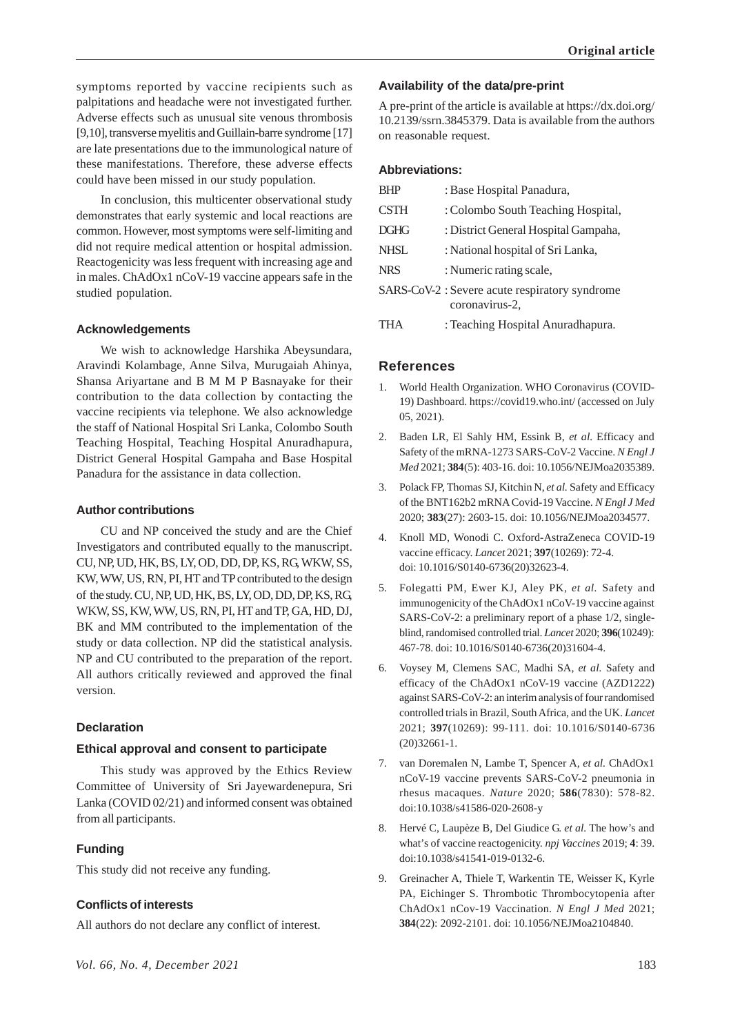symptoms reported by vaccine recipients such as palpitations and headache were not investigated further. Adverse effects such as unusual site venous thrombosis [9,10], transverse myelitis and Guillain-barre syndrome [17] are late presentations due to the immunological nature of these manifestations. Therefore, these adverse effects could have been missed in our study population.

In conclusion, this multicenter observational study demonstrates that early systemic and local reactions are common. However, most symptoms were self-limiting and did not require medical attention or hospital admission. Reactogenicity was less frequent with increasing age and in males. ChAdOx1 nCoV-19 vaccine appears safe in the studied population.

### Acknowledgements

We wish to acknowledge Harshika Abeysundara, Aravindi Kolambage, Anne Silva, Murugaiah Ahinya, Shansa Ariyartane and B M M P Basnayake for their contribution to the data collection by contacting the vaccine recipients via telephone. We also acknowledge the staff of National Hospital Sri Lanka, Colombo South Teaching Hospital, Teaching Hospital Anuradhapura, District General Hospital Gampaha and Base Hospital Panadura for the assistance in data collection.

### Author contributions

CU and NP conceived the study and are the Chief Investigators and contributed equally to the manuscript. CU, NP, UD, HK, BS, LY, OD, DD, DP, KS, RG, WKW, SS, KW, WW, US, RN, PI, HT and TP contributed to the design of the study. CU, NP, UD, HK, BS, LY, OD, DD, DP, KS, RG, WKW, SS, KW, WW, US, RN, PI, HT and TP, GA, HD, DJ, BK and MM contributed to the implementation of the study or data collection. NP did the statistical analysis. NP and CU contributed to the preparation of the report. All authors critically reviewed and approved the final version.

### Declaration

### Ethical approval and consent to participate

This study was approved by the Ethics Review Committee of University of Sri Jayewardenepura, Sri Lanka (COVID 02/21) and informed consent was obtained from all participants.

### Funding

This study did not receive any funding.

### Conflicts of interests

All authors do not declare any conflict of interest.

### Availability of the data/pre-print

A pre-print of the article is available at https://dx.doi.org/10.2139/ssrn.3845379. Data is available from the authors on reasonable request.

### Abbreviations:

| | |
|---|---|
| BHP | : Base Hospital Panadura, |
| CSTH | : Colombo South Teaching Hospital, |
| DGHG | : District General Hospital Gampaha, |
| NHSL | : National hospital of Sri Lanka, |
| NRS | : Numeric rating scale, |
| SARS-CoV-2 | : Severe acute respiratory syndrome coronavirus-2, |
| THA | : Teaching Hospital Anuradhapura. |

## References

1. World Health Organization. WHO Coronavirus (COVID-19) Dashboard. https://covid19.who.int/ (accessed on July 05, 2021).
2. Baden LR, El Sahly HM, Essink B, *et al.* Efficacy and Safety of the mRNA-1273 SARS-CoV-2 Vaccine. *N Engl J Med* 2021; **384**(5): 403-16. doi: 10.1056/NEJMoa2035389.
3. Polack FP, Thomas SJ, Kitchin N, *et al.* Safety and Efficacy of the BNT162b2 mRNA Covid-19 Vaccine. *N Engl J Med* 2020; **383**(27): 2603-15. doi: 10.1056/NEJMoa2034577.
4. Knoll MD, Wonodi C. Oxford-AstraZeneca COVID-19 vaccine efficacy. *Lancet* 2021; **397**(10269): 72-4. doi: 10.1016/S0140-6736(20)32623-4.
5. Folegatti PM, Ewer KJ, Aley PK, *et al.* Safety and immunogenicity of the ChAdOx1 nCoV-19 vaccine against SARS-CoV-2: a preliminary report of a phase 1/2, single-blind, randomised controlled trial. *Lancet* 2020; **396**(10249): 467-78. doi: 10.1016/S0140-6736(20)31604-4.
6. Voysey M, Clemens SAC, Madhi SA, *et al.* Safety and efficacy of the ChAdOx1 nCoV-19 vaccine (AZD1222) against SARS-CoV-2: an interim analysis of four randomised controlled trials in Brazil, South Africa, and the UK. *Lancet* 2021; **397**(10269): 99-111. doi: 10.1016/S0140-6736 (20)32661-1.
7. van Doremalen N, Lambe T, Spencer A, *et al.* ChAdOx1 nCoV-19 vaccine prevents SARS-CoV-2 pneumonia in rhesus macaques. *Nature* 2020; **586**(7830): 578-82. doi:10.1038/s41586-020-2608-y
8. Hervé C, Laupèze B, Del Giudice G. *et al.* The how's and what's of vaccine reactogenicity. *npj Vaccines* 2019; **4**: 39. doi:10.1038/s41541-019-0132-6.
9. Greinacher A, Thiele T, Warkentin TE, Weisser K, Kyrle PA, Eichinger S. Thrombotic Thrombocytopenia after ChAdOx1 nCov-19 Vaccination. *N Engl J Med* 2021; **384**(22): 2092-2101. doi: 10.1056/NEJMoa2104840.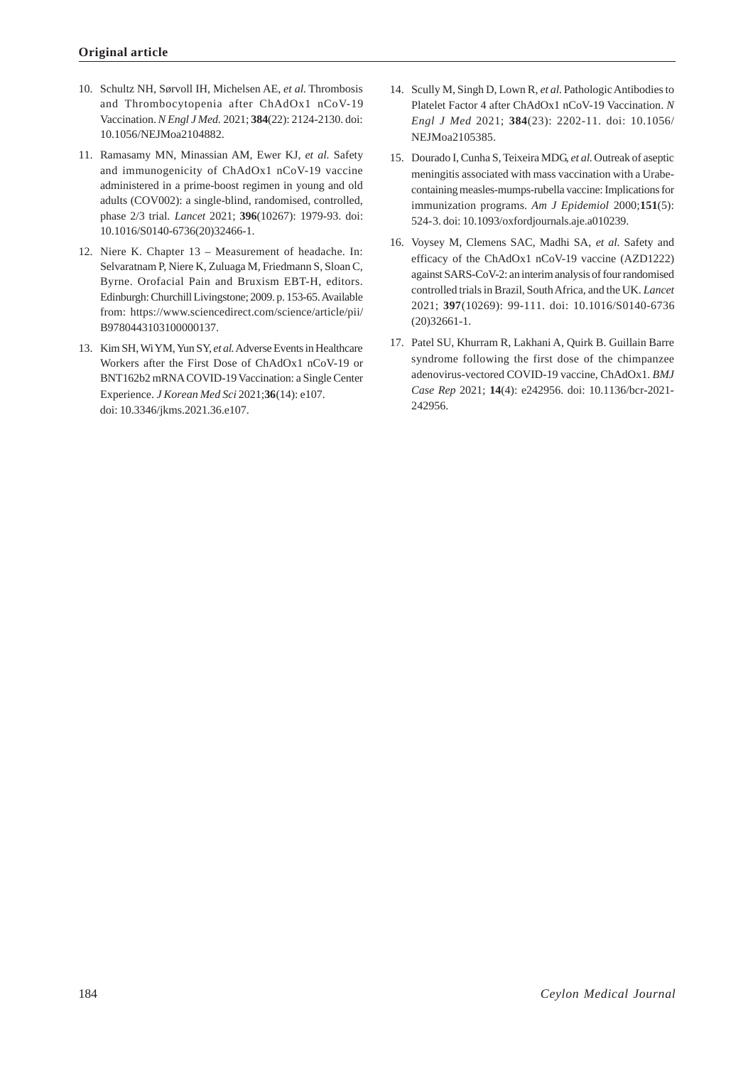10. Schultz NH, Sørvoll IH, Michelsen AE, *et al.* Thrombosis and Thrombocytopenia after ChAdOx1 nCoV-19 Vaccination. *N Engl J Med.* 2021; **384**(22): 2124-2130. doi: 10.1056/NEJMoa2104882.
11. Ramasamy MN, Minassian AM, Ewer KJ, *et al.* Safety and immunogenicity of ChAdOx1 nCoV-19 vaccine administered in a prime-boost regimen in young and old adults (COV002): a single-blind, randomised, controlled, phase 2/3 trial. *Lancet* 2021; **396**(10267): 1979-93. doi: 10.1016/S0140-6736(20)32466-1.
12. Niere K. Chapter 13 – Measurement of headache. In: Selvaratnam P, Niere K, Zuluaga M, Friedmann S, Sloan C, Byrne. Orofacial Pain and Bruxism EBT-H, editors. Edinburgh: Churchill Livingstone; 2009. p. 153-65. Available from: https://www.sciencedirect.com/science/article/pii/B9780443103100000137.
13. Kim SH, Wi YM, Yun SY, *et al.* Adverse Events in Healthcare Workers after the First Dose of ChAdOx1 nCoV-19 or BNT162b2 mRNA COVID-19 Vaccination: a Single Center Experience. *J Korean Med Sci* 2021;**36**(14): e107. doi: 10.3346/jkms.2021.36.e107.
14. Scully M, Singh D, Lown R, *et al.* Pathologic Antibodies to Platelet Factor 4 after ChAdOx1 nCoV-19 Vaccination. *N Engl J Med* 2021; **384**(23): 2202-11. doi: 10.1056/NEJMoa2105385.
15. Dourado I, Cunha S, Teixeira MDG, *et al.* Outreak of aseptic meningitis associated with mass vaccination with a Urabe-containing measles-mumps-rubella vaccine: Implications for immunization programs. *Am J Epidemiol* 2000;**151**(5): 524-3. doi: 10.1093/oxfordjournals.aje.a010239.
16. Voysey M, Clemens SAC, Madhi SA, *et al.* Safety and efficacy of the ChAdOx1 nCoV-19 vaccine (AZD1222) against SARS-CoV-2: an interim analysis of four randomised controlled trials in Brazil, South Africa, and the UK. *Lancet* 2021; **397**(10269): 99-111. doi: 10.1016/S0140-6736(20)32661-1.
17. Patel SU, Khurram R, Lakhani A, Quirk B. Guillain Barre syndrome following the first dose of the chimpanzee adenovirus-vectored COVID-19 vaccine, ChAdOx1. *BMJ Case Rep* 2021; **14**(4): e242956. doi: 10.1136/bcr-2021-242956.